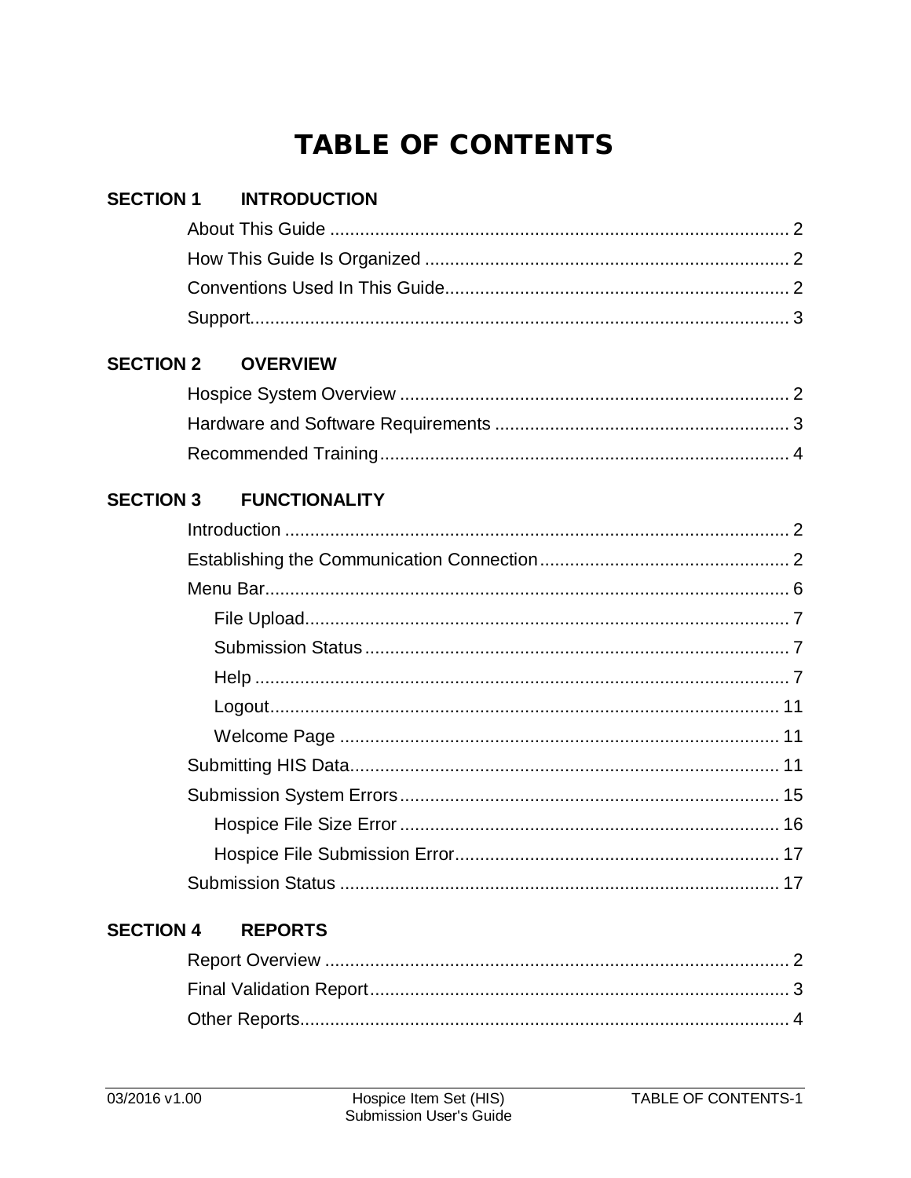# TABLE OF CONTENTS

**SECTION 1 INTRODUCTION**

- About This Guide ........ 2
- How This Guide Is Organized ........ 2
- Conventions Used In This Guide ........ 2
- Support ........ 3

**SECTION 2 OVERVIEW**

- Hospice System Overview ........ 2
- Hardware and Software Requirements ........ 3
- Recommended Training ........ 4

**SECTION 3 FUNCTIONALITY**

- Introduction ........ 2
- Establishing the Communication Connection ........ 2
- Menu Bar ........ 6
  - File Upload ........ 7
  - Submission Status ........ 7
  - Help ........ 7
  - Logout ........ 11
  - Welcome Page ........ 11
- Submitting HIS Data ........ 11
- Submission System Errors ........ 15
  - Hospice File Size Error ........ 16
  - Hospice File Submission Error ........ 17
- Submission Status ........ 17

**SECTION 4 REPORTS**

- Report Overview ........ 2
- Final Validation Report ........ 3
- Other Reports ........ 4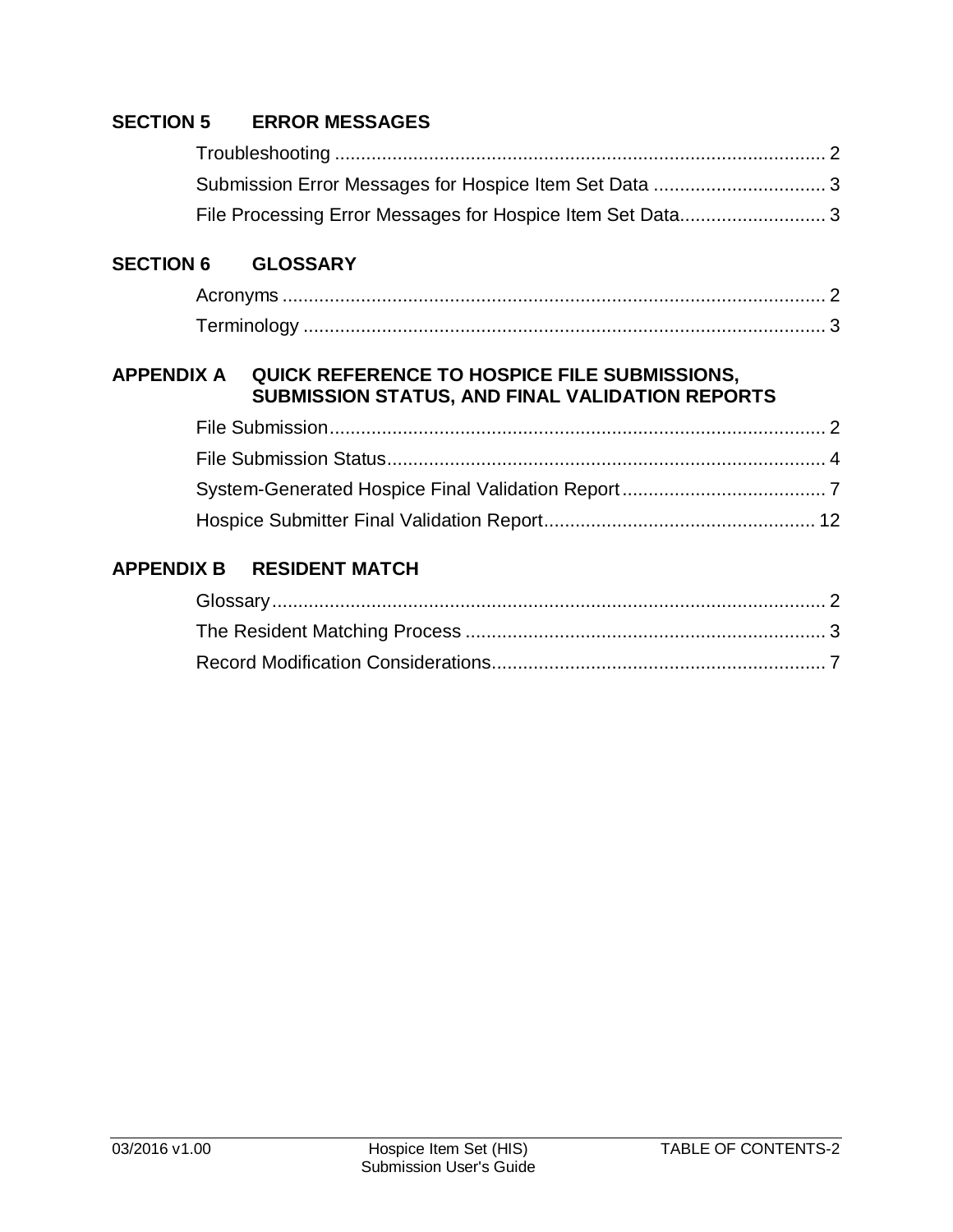## SECTION 5 ERROR MESSAGES

Troubleshooting ............................................................................................. 2

Submission Error Messages for Hospice Item Set Data ................................. 3

File Processing Error Messages for Hospice Item Set Data............................ 3

## SECTION 6 GLOSSARY

Acronyms ...................................................................................................... 2

Terminology .................................................................................................. 3

## APPENDIX A QUICK REFERENCE TO HOSPICE FILE SUBMISSIONS, SUBMISSION STATUS, AND FINAL VALIDATION REPORTS

File Submission.............................................................................................. 2

File Submission Status................................................................................... 4

System-Generated Hospice Final Validation Report....................................... 7

Hospice Submitter Final Validation Report.................................................... 12

## APPENDIX B RESIDENT MATCH

Glossary......................................................................................................... 2

The Resident Matching Process ..................................................................... 3

Record Modification Considerations............................................................... 7